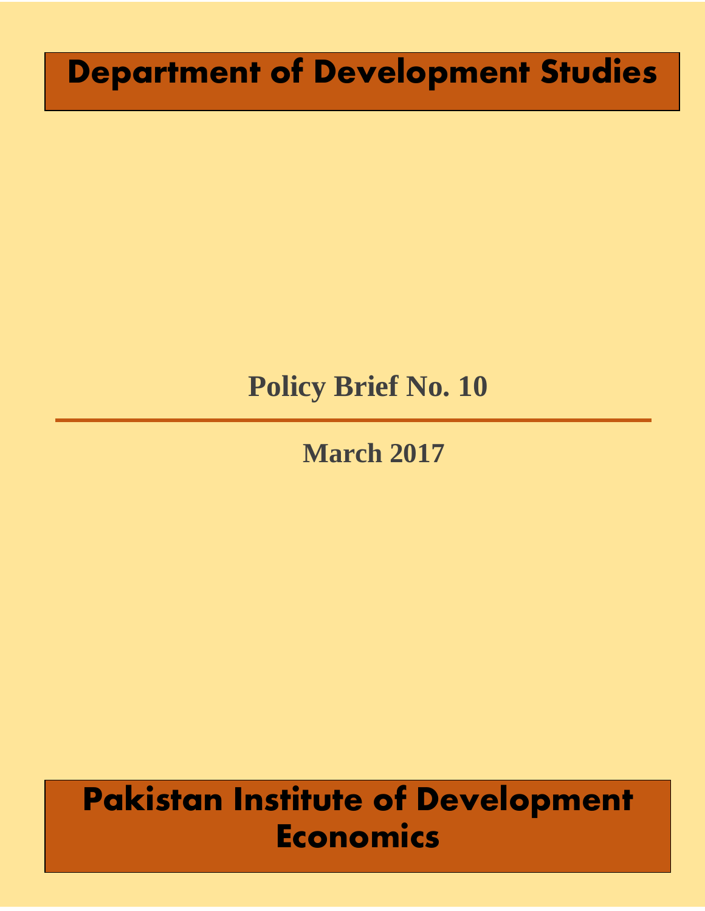# Department of Development Studies

## Policy Brief No. 10

---

**March 2017**

# Pakistan Institute of Development Economics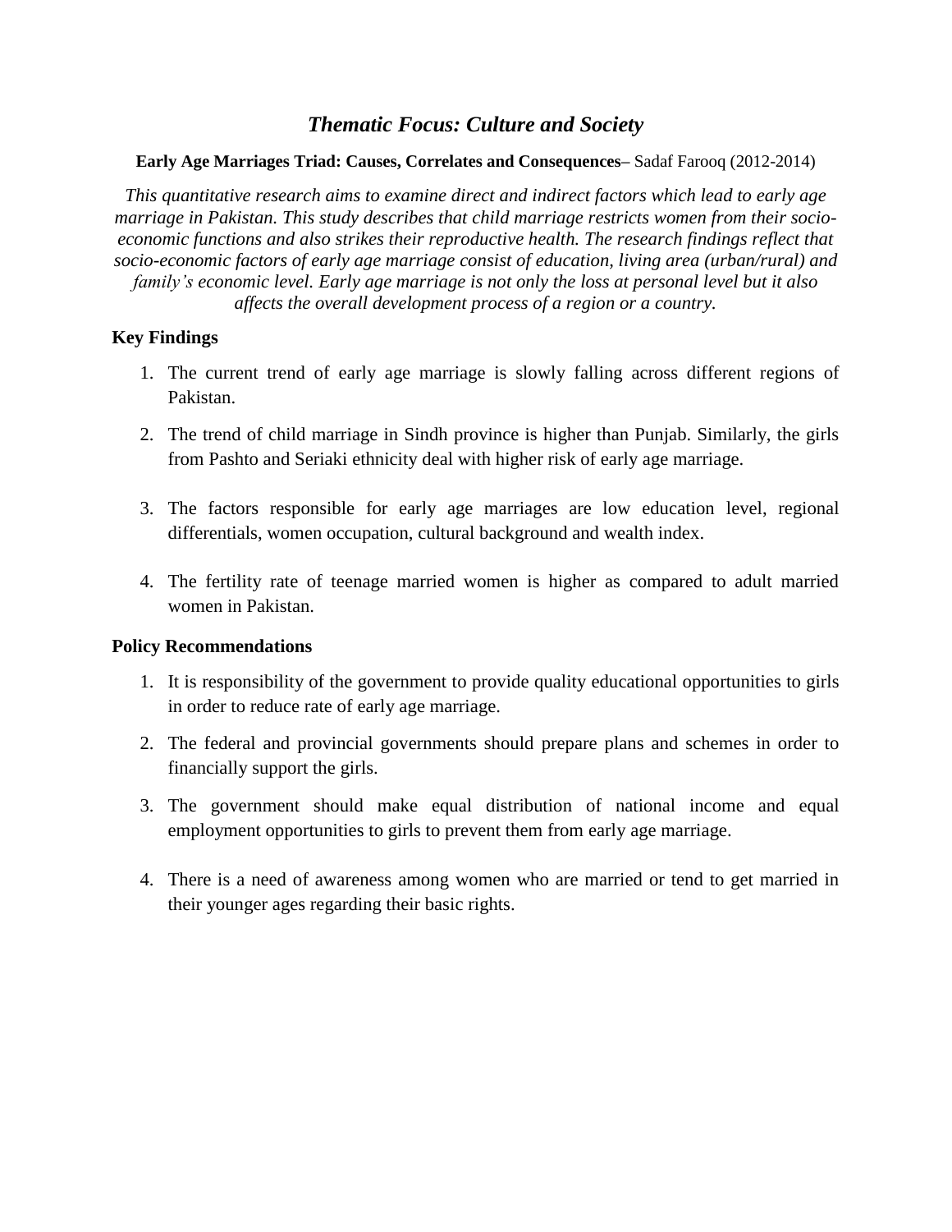## *Thematic Focus: Culture and Society*

**Early Age Marriages Triad: Causes, Correlates and Consequences–** Sadaf Farooq (2012-2014)

*This quantitative research aims to examine direct and indirect factors which lead to early age marriage in Pakistan. This study describes that child marriage restricts women from their socio-economic functions and also strikes their reproductive health. The research findings reflect that socio-economic factors of early age marriage consist of education, living area (urban/rural) and family's economic level. Early age marriage is not only the loss at personal level but it also affects the overall development process of a region or a country.*

**Key Findings**

1. The current trend of early age marriage is slowly falling across different regions of Pakistan.
2. The trend of child marriage in Sindh province is higher than Punjab. Similarly, the girls from Pashto and Seriaki ethnicity deal with higher risk of early age marriage.
3. The factors responsible for early age marriages are low education level, regional differentials, women occupation, cultural background and wealth index.
4. The fertility rate of teenage married women is higher as compared to adult married women in Pakistan.

**Policy Recommendations**

1. It is responsibility of the government to provide quality educational opportunities to girls in order to reduce rate of early age marriage.
2. The federal and provincial governments should prepare plans and schemes in order to financially support the girls.
3. The government should make equal distribution of national income and equal employment opportunities to girls to prevent them from early age marriage.
4. There is a need of awareness among women who are married or tend to get married in their younger ages regarding their basic rights.